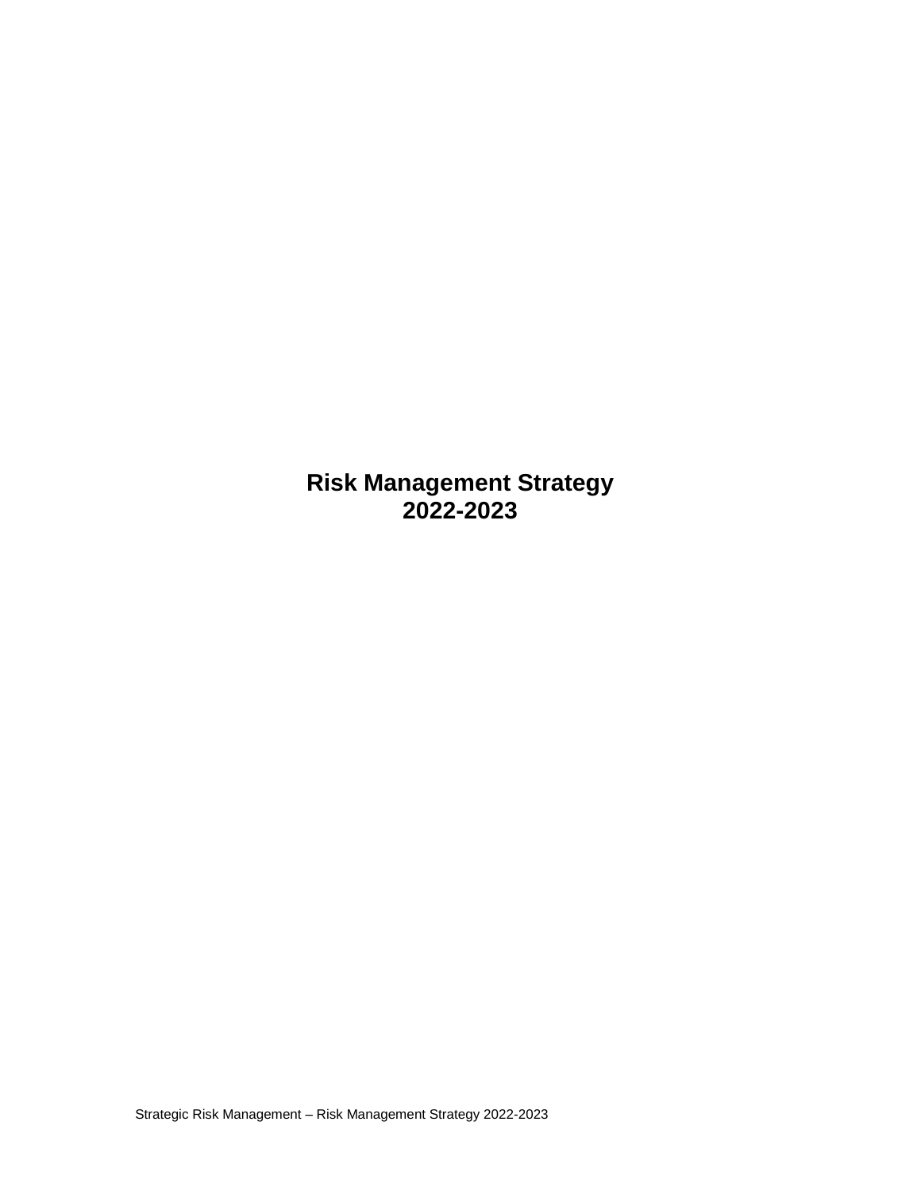# Risk Management Strategy 2022-2023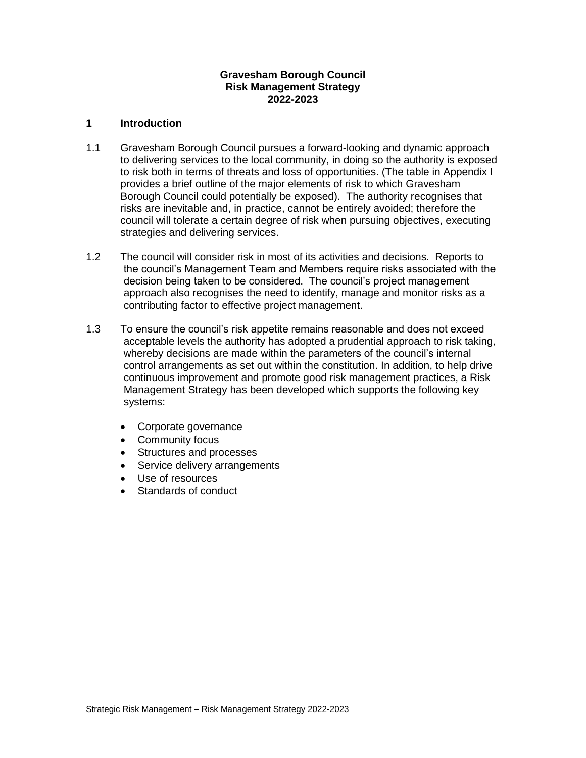**Gravesham Borough Council**
**Risk Management Strategy**
**2022-2023**

## 1 Introduction

1.1 Gravesham Borough Council pursues a forward-looking and dynamic approach to delivering services to the local community, in doing so the authority is exposed to risk both in terms of threats and loss of opportunities. (The table in Appendix I provides a brief outline of the major elements of risk to which Gravesham Borough Council could potentially be exposed). The authority recognises that risks are inevitable and, in practice, cannot be entirely avoided; therefore the council will tolerate a certain degree of risk when pursuing objectives, executing strategies and delivering services.

1.2 The council will consider risk in most of its activities and decisions. Reports to the council's Management Team and Members require risks associated with the decision being taken to be considered. The council's project management approach also recognises the need to identify, manage and monitor risks as a contributing factor to effective project management.

1.3 To ensure the council's risk appetite remains reasonable and does not exceed acceptable levels the authority has adopted a prudential approach to risk taking, whereby decisions are made within the parameters of the council's internal control arrangements as set out within the constitution. In addition, to help drive continuous improvement and promote good risk management practices, a Risk Management Strategy has been developed which supports the following key systems:

- Corporate governance
- Community focus
- Structures and processes
- Service delivery arrangements
- Use of resources
- Standards of conduct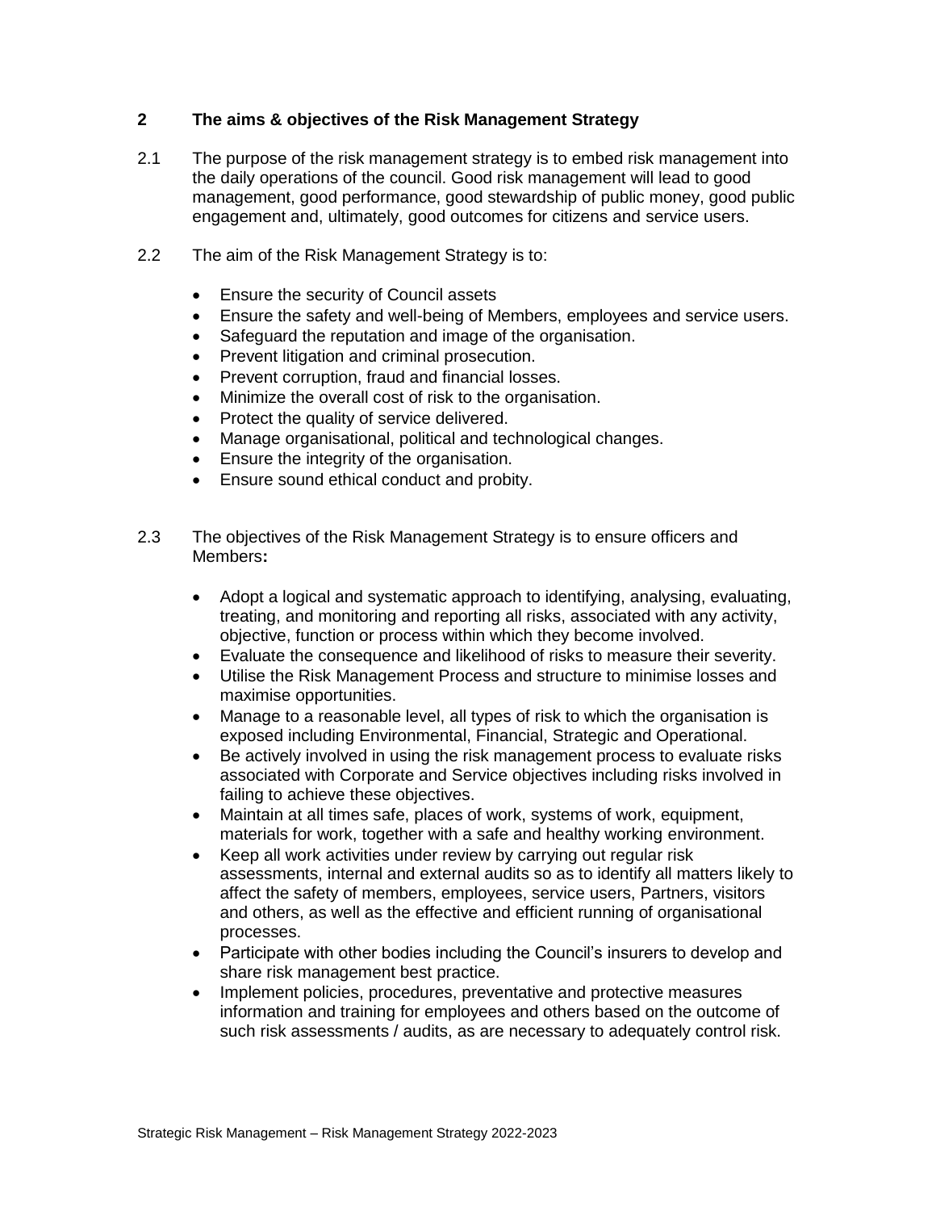## 2 The aims & objectives of the Risk Management Strategy

2.1 The purpose of the risk management strategy is to embed risk management into the daily operations of the council. Good risk management will lead to good management, good performance, good stewardship of public money, good public engagement and, ultimately, good outcomes for citizens and service users.

2.2 The aim of the Risk Management Strategy is to:

- Ensure the security of Council assets
- Ensure the safety and well-being of Members, employees and service users.
- Safeguard the reputation and image of the organisation.
- Prevent litigation and criminal prosecution.
- Prevent corruption, fraud and financial losses.
- Minimize the overall cost of risk to the organisation.
- Protect the quality of service delivered.
- Manage organisational, political and technological changes.
- Ensure the integrity of the organisation.
- Ensure sound ethical conduct and probity.

2.3 The objectives of the Risk Management Strategy is to ensure officers and Members**:**

- Adopt a logical and systematic approach to identifying, analysing, evaluating, treating, and monitoring and reporting all risks, associated with any activity, objective, function or process within which they become involved.
- Evaluate the consequence and likelihood of risks to measure their severity.
- Utilise the Risk Management Process and structure to minimise losses and maximise opportunities.
- Manage to a reasonable level, all types of risk to which the organisation is exposed including Environmental, Financial, Strategic and Operational.
- Be actively involved in using the risk management process to evaluate risks associated with Corporate and Service objectives including risks involved in failing to achieve these objectives.
- Maintain at all times safe, places of work, systems of work, equipment, materials for work, together with a safe and healthy working environment.
- Keep all work activities under review by carrying out regular risk assessments, internal and external audits so as to identify all matters likely to affect the safety of members, employees, service users, Partners, visitors and others, as well as the effective and efficient running of organisational processes.
- Participate with other bodies including the Council's insurers to develop and share risk management best practice.
- Implement policies, procedures, preventative and protective measures information and training for employees and others based on the outcome of such risk assessments / audits, as are necessary to adequately control risk.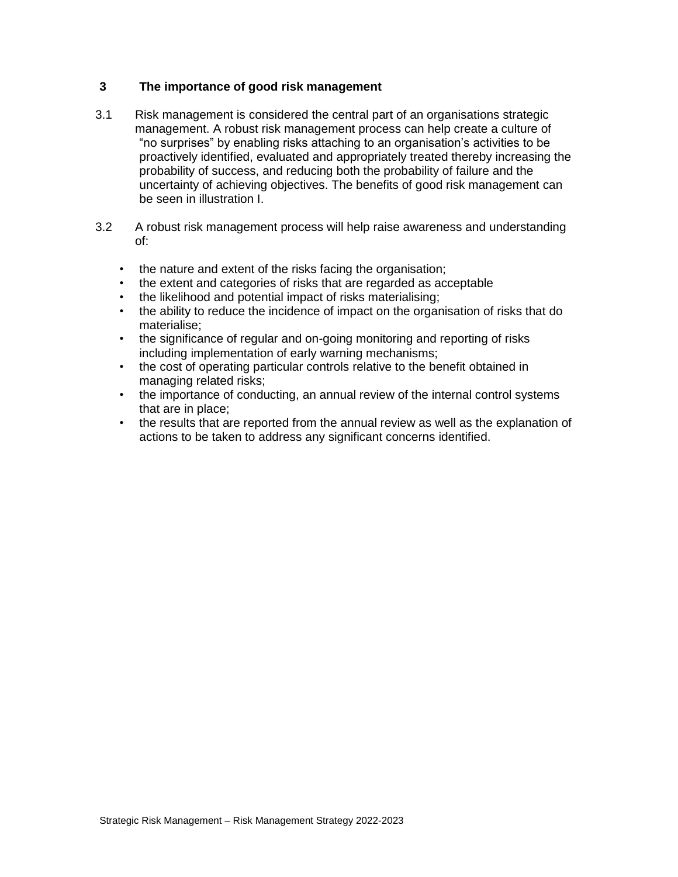## 3 The importance of good risk management

3.1 Risk management is considered the central part of an organisations strategic management. A robust risk management process can help create a culture of "no surprises" by enabling risks attaching to an organisation's activities to be proactively identified, evaluated and appropriately treated thereby increasing the probability of success, and reducing both the probability of failure and the uncertainty of achieving objectives. The benefits of good risk management can be seen in illustration I.

3.2 A robust risk management process will help raise awareness and understanding of:

- the nature and extent of the risks facing the organisation;
- the extent and categories of risks that are regarded as acceptable
- the likelihood and potential impact of risks materialising;
- the ability to reduce the incidence of impact on the organisation of risks that do materialise;
- the significance of regular and on-going monitoring and reporting of risks including implementation of early warning mechanisms;
- the cost of operating particular controls relative to the benefit obtained in managing related risks;
- the importance of conducting, an annual review of the internal control systems that are in place;
- the results that are reported from the annual review as well as the explanation of actions to be taken to address any significant concerns identified.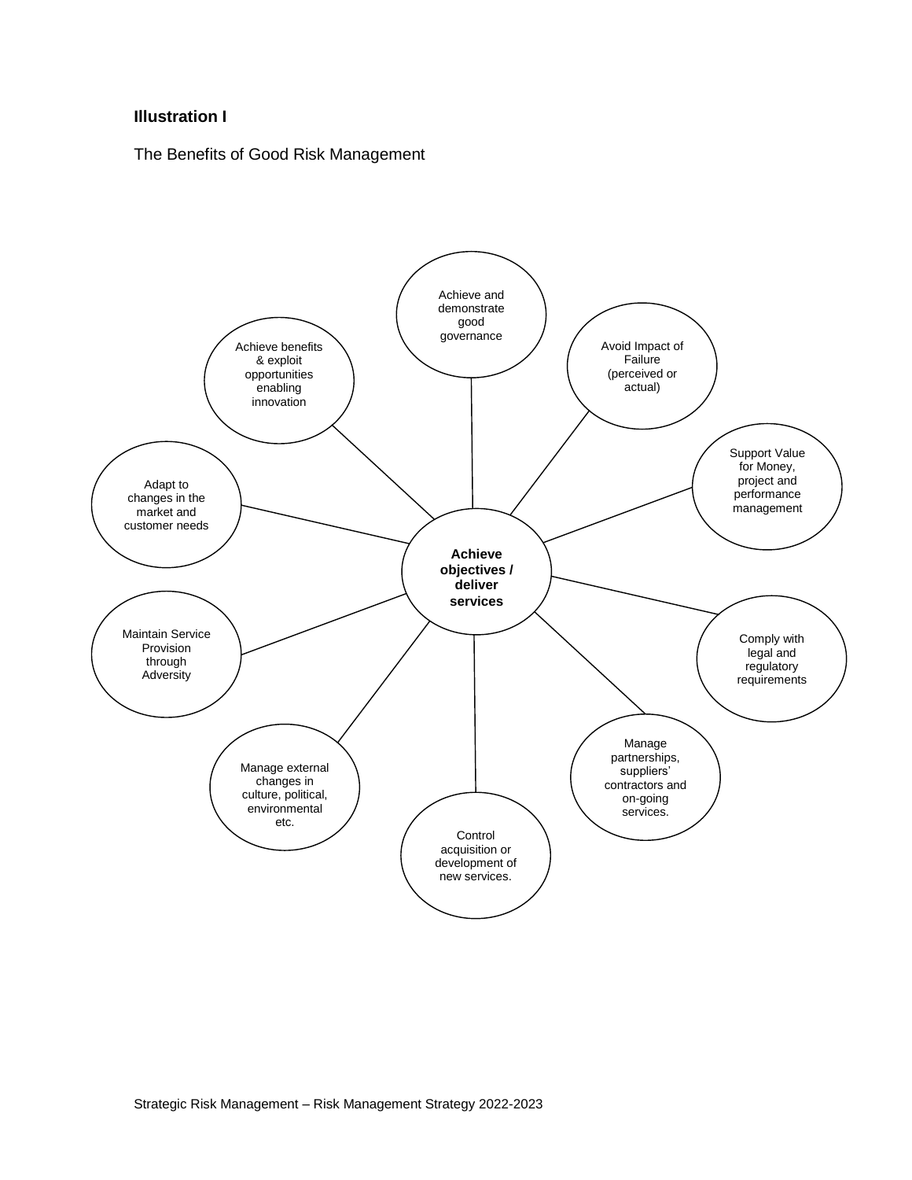**Illustration I**

The Benefits of Good Risk Management

**Achieve objectives / deliver services**

- Achieve and demonstrate good governance
- Avoid Impact of Failure (perceived or actual)
- Support Value for Money, project and performance management
- Comply with legal and regulatory requirements
- Manage partnerships, suppliers' contractors and on-going services.
- Control acquisition or development of new services.
- Manage external changes in culture, political, environmental etc.
- Maintain Service Provision through Adversity
- Adapt to changes in the market and customer needs
- Achieve benefits & exploit opportunities enabling innovation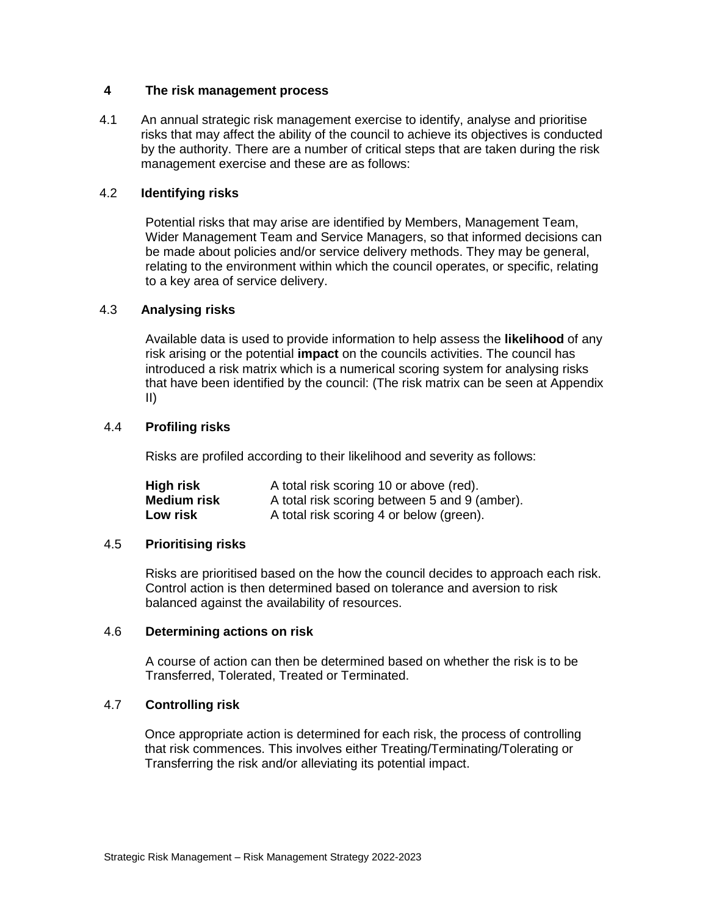## 4 The risk management process

4.1 An annual strategic risk management exercise to identify, analyse and prioritise risks that may affect the ability of the council to achieve its objectives is conducted by the authority. There are a number of critical steps that are taken during the risk management exercise and these are as follows:

### 4.2 Identifying risks

Potential risks that may arise are identified by Members, Management Team, Wider Management Team and Service Managers, so that informed decisions can be made about policies and/or service delivery methods. They may be general, relating to the environment within which the council operates, or specific, relating to a key area of service delivery.

### 4.3 Analysing risks

Available data is used to provide information to help assess the **likelihood** of any risk arising or the potential **impact** on the councils activities. The council has introduced a risk matrix which is a numerical scoring system for analysing risks that have been identified by the council: (The risk matrix can be seen at Appendix II)

### 4.4 Profiling risks

Risks are profiled according to their likelihood and severity as follows:

| | |
|---|---|
| **High risk** | A total risk scoring 10 or above (red). |
| **Medium risk** | A total risk scoring between 5 and 9 (amber). |
| **Low risk** | A total risk scoring 4 or below (green). |

### 4.5 Prioritising risks

Risks are prioritised based on the how the council decides to approach each risk. Control action is then determined based on tolerance and aversion to risk balanced against the availability of resources.

### 4.6 Determining actions on risk

A course of action can then be determined based on whether the risk is to be Transferred, Tolerated, Treated or Terminated.

### 4.7 Controlling risk

Once appropriate action is determined for each risk, the process of controlling that risk commences. This involves either Treating/Terminating/Tolerating or Transferring the risk and/or alleviating its potential impact.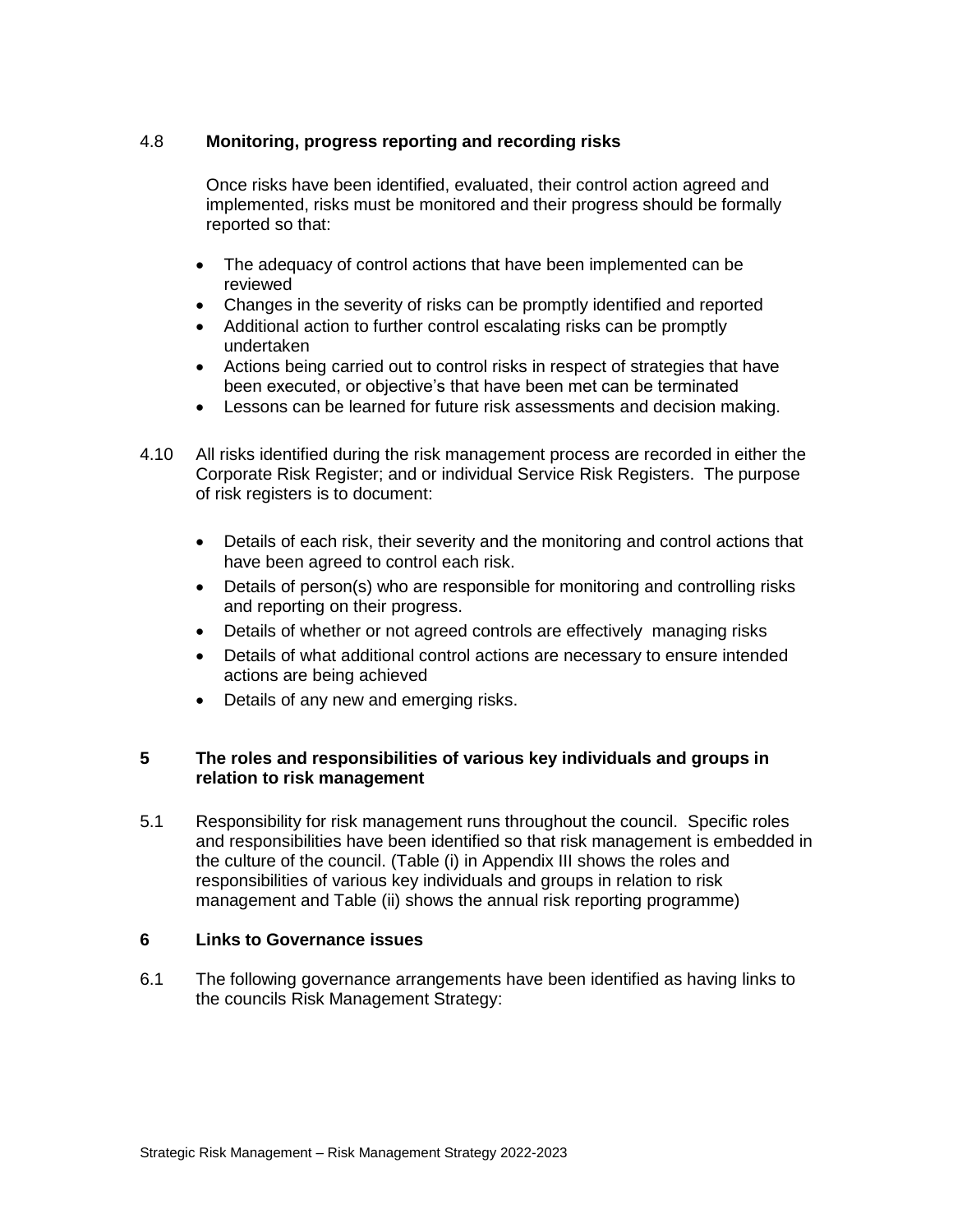### 4.8 Monitoring, progress reporting and recording risks

Once risks have been identified, evaluated, their control action agreed and implemented, risks must be monitored and their progress should be formally reported so that:

- The adequacy of control actions that have been implemented can be reviewed
- Changes in the severity of risks can be promptly identified and reported
- Additional action to further control escalating risks can be promptly undertaken
- Actions being carried out to control risks in respect of strategies that have been executed, or objective's that have been met can be terminated
- Lessons can be learned for future risk assessments and decision making.

4.10 All risks identified during the risk management process are recorded in either the Corporate Risk Register; and or individual Service Risk Registers. The purpose of risk registers is to document:

- Details of each risk, their severity and the monitoring and control actions that have been agreed to control each risk.
- Details of person(s) who are responsible for monitoring and controlling risks and reporting on their progress.
- Details of whether or not agreed controls are effectively managing risks
- Details of what additional control actions are necessary to ensure intended actions are being achieved
- Details of any new and emerging risks.

## 5 The roles and responsibilities of various key individuals and groups in relation to risk management

5.1 Responsibility for risk management runs throughout the council. Specific roles and responsibilities have been identified so that risk management is embedded in the culture of the council. (Table (i) in Appendix III shows the roles and responsibilities of various key individuals and groups in relation to risk management and Table (ii) shows the annual risk reporting programme)

## 6 Links to Governance issues

6.1 The following governance arrangements have been identified as having links to the councils Risk Management Strategy: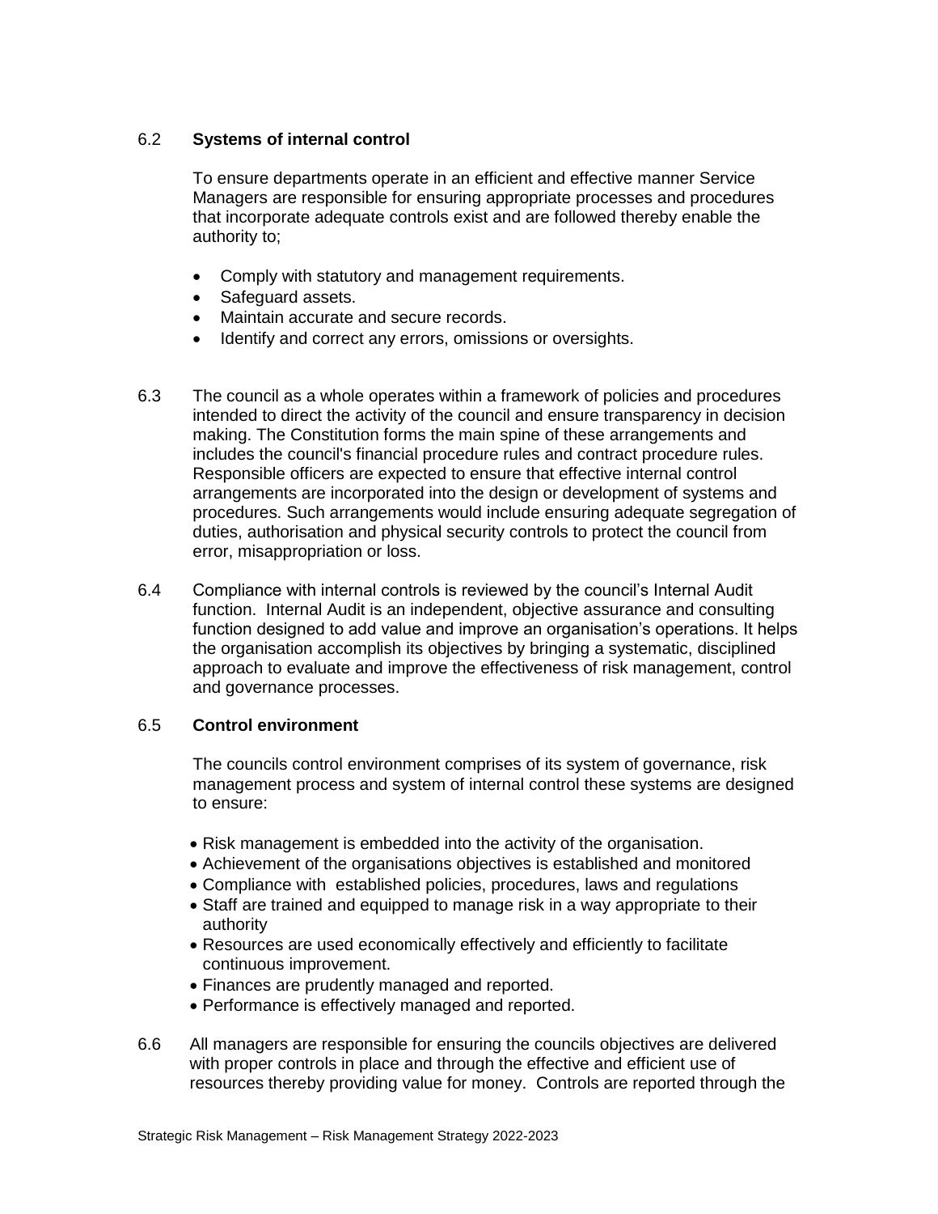6.2 **Systems of internal control**

To ensure departments operate in an efficient and effective manner Service Managers are responsible for ensuring appropriate processes and procedures that incorporate adequate controls exist and are followed thereby enable the authority to;

- Comply with statutory and management requirements.
- Safeguard assets.
- Maintain accurate and secure records.
- Identify and correct any errors, omissions or oversights.

6.3 The council as a whole operates within a framework of policies and procedures intended to direct the activity of the council and ensure transparency in decision making. The Constitution forms the main spine of these arrangements and includes the council's financial procedure rules and contract procedure rules. Responsible officers are expected to ensure that effective internal control arrangements are incorporated into the design or development of systems and procedures. Such arrangements would include ensuring adequate segregation of duties, authorisation and physical security controls to protect the council from error, misappropriation or loss.

6.4 Compliance with internal controls is reviewed by the council's Internal Audit function. Internal Audit is an independent, objective assurance and consulting function designed to add value and improve an organisation's operations. It helps the organisation accomplish its objectives by bringing a systematic, disciplined approach to evaluate and improve the effectiveness of risk management, control and governance processes.

6.5 **Control environment**

The councils control environment comprises of its system of governance, risk management process and system of internal control these systems are designed to ensure:

- Risk management is embedded into the activity of the organisation.
- Achievement of the organisations objectives is established and monitored
- Compliance with established policies, procedures, laws and regulations
- Staff are trained and equipped to manage risk in a way appropriate to their authority
- Resources are used economically effectively and efficiently to facilitate continuous improvement.
- Finances are prudently managed and reported.
- Performance is effectively managed and reported.

6.6 All managers are responsible for ensuring the councils objectives are delivered with proper controls in place and through the effective and efficient use of resources thereby providing value for money. Controls are reported through the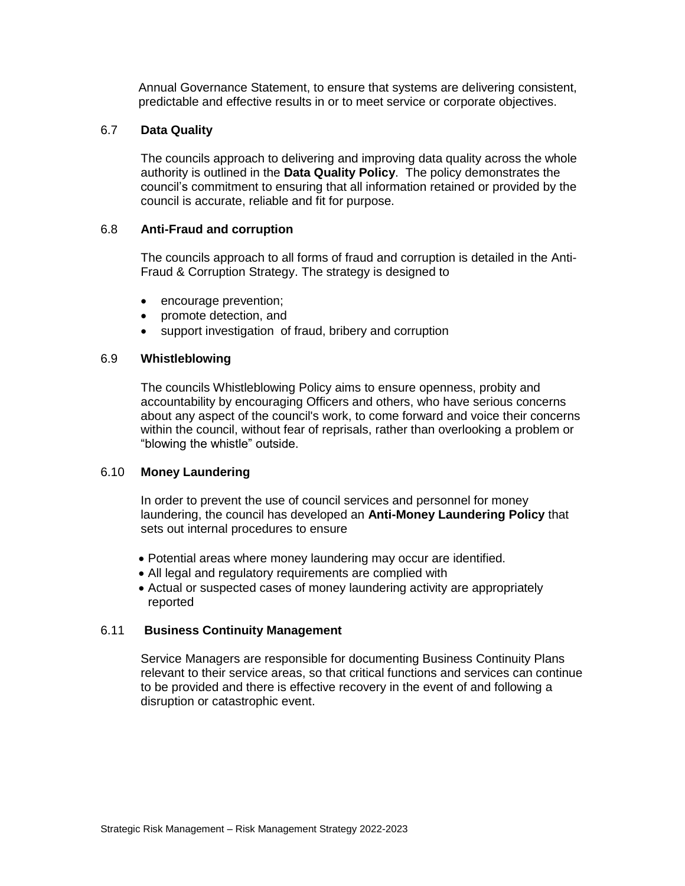Annual Governance Statement, to ensure that systems are delivering consistent, predictable and effective results in or to meet service or corporate objectives.

## 6.7 Data Quality

The councils approach to delivering and improving data quality across the whole authority is outlined in the **Data Quality Policy**. The policy demonstrates the council's commitment to ensuring that all information retained or provided by the council is accurate, reliable and fit for purpose.

## 6.8 Anti-Fraud and corruption

The councils approach to all forms of fraud and corruption is detailed in the Anti-Fraud & Corruption Strategy. The strategy is designed to

- encourage prevention;
- promote detection, and
- support investigation of fraud, bribery and corruption

## 6.9 Whistleblowing

The councils Whistleblowing Policy aims to ensure openness, probity and accountability by encouraging Officers and others, who have serious concerns about any aspect of the council's work, to come forward and voice their concerns within the council, without fear of reprisals, rather than overlooking a problem or "blowing the whistle" outside.

## 6.10 Money Laundering

In order to prevent the use of council services and personnel for money laundering, the council has developed an **Anti-Money Laundering Policy** that sets out internal procedures to ensure

- Potential areas where money laundering may occur are identified.
- All legal and regulatory requirements are complied with
- Actual or suspected cases of money laundering activity are appropriately reported

## 6.11 Business Continuity Management

Service Managers are responsible for documenting Business Continuity Plans relevant to their service areas, so that critical functions and services can continue to be provided and there is effective recovery in the event of and following a disruption or catastrophic event.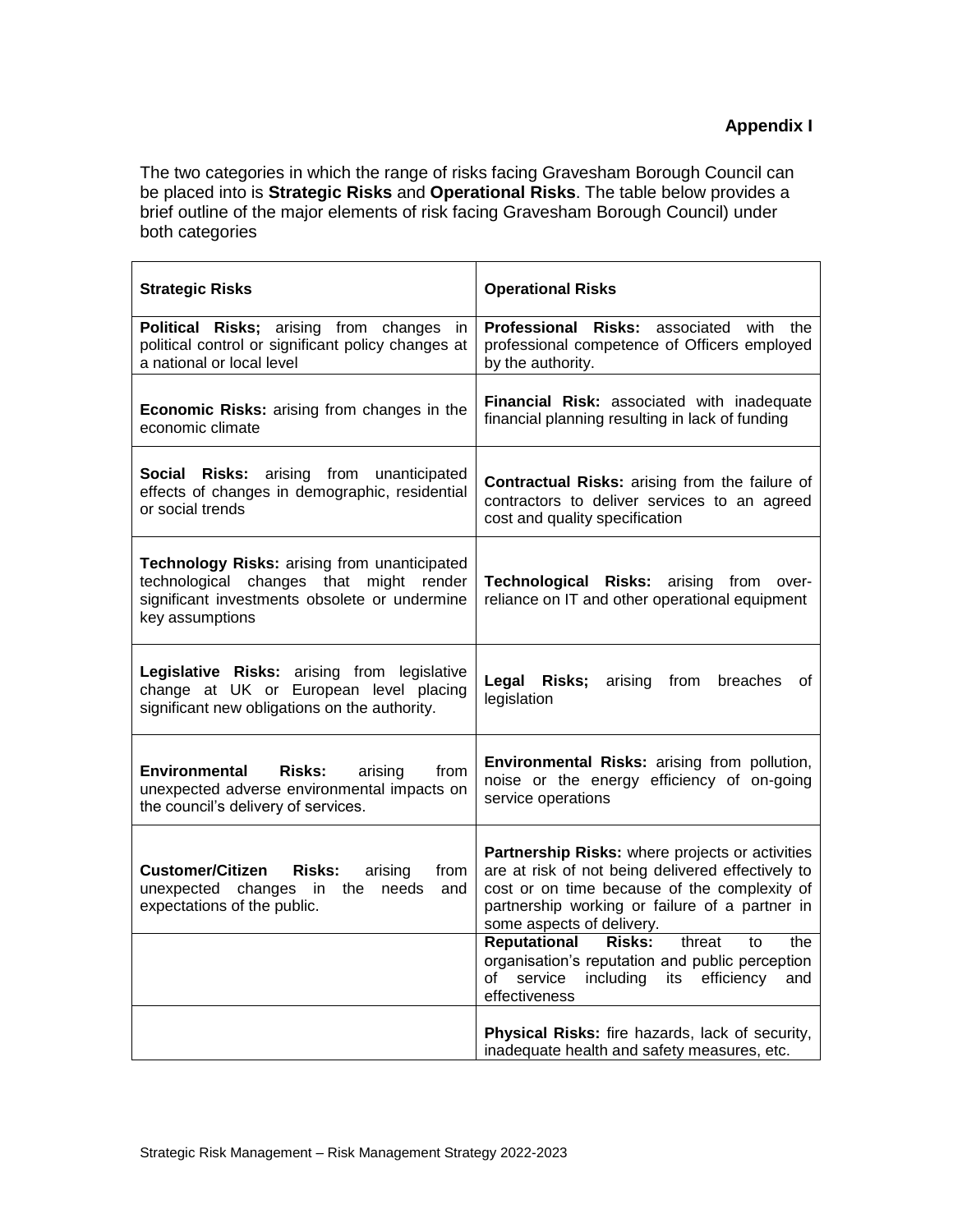**Appendix I**

The two categories in which the range of risks facing Gravesham Borough Council can be placed into is **Strategic Risks** and **Operational Risks**. The table below provides a brief outline of the major elements of risk facing Gravesham Borough Council) under both categories

| **Strategic Risks** | **Operational Risks** |
|---|---|
| **Political Risks;** arising from changes in political control or significant policy changes at a national or local level | **Professional Risks:** associated with the professional competence of Officers employed by the authority. |
| **Economic Risks:** arising from changes in the economic climate | **Financial Risk:** associated with inadequate financial planning resulting in lack of funding |
| **Social Risks:** arising from unanticipated effects of changes in demographic, residential or social trends | **Contractual Risks:** arising from the failure of contractors to deliver services to an agreed cost and quality specification |
| **Technology Risks:** arising from unanticipated technological changes that might render significant investments obsolete or undermine key assumptions | **Technological Risks:** arising from over-reliance on IT and other operational equipment |
| **Legislative Risks:** arising from legislative change at UK or European level placing significant new obligations on the authority. | **Legal Risks;** arising from breaches of legislation |
| **Environmental Risks:** arising from unexpected adverse environmental impacts on the council's delivery of services. | **Environmental Risks:** arising from pollution, noise or the energy efficiency of on-going service operations |
| **Customer/Citizen Risks:** arising from unexpected changes in the needs and expectations of the public. | **Partnership Risks:** where projects or activities are at risk of not being delivered effectively to cost or on time because of the complexity of partnership working or failure of a partner in some aspects of delivery. |
| | **Reputational Risks:** threat to the organisation's reputation and public perception of service including its efficiency and effectiveness |
| | **Physical Risks:** fire hazards, lack of security, inadequate health and safety measures, etc. |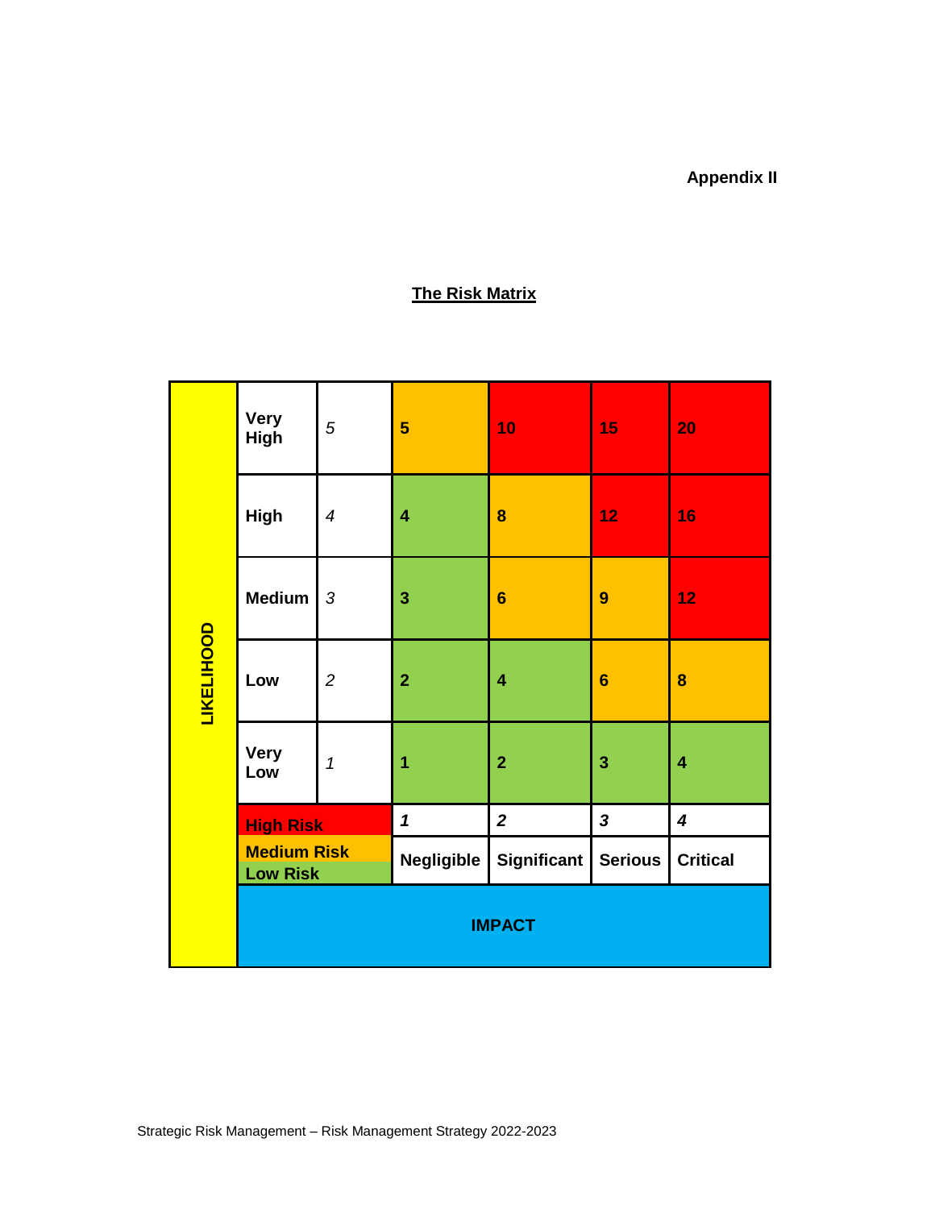Appendix II

## The Risk Matrix

| LIKELIHOOD | | | | | | |
|---|---|---|---|---|---|---|
| | Very High | 5 | 5 | 10 | 15 | 20 |
| | High | 4 | 4 | 8 | 12 | 16 |
| | Medium | 3 | 3 | 6 | 9 | 12 |
| | Low | 2 | 2 | 4 | 6 | 8 |
| | Very Low | 1 | 1 | 2 | 3 | 4 |
| | High Risk / Medium Risk / Low Risk | | 1 | 2 | 3 | 4 |
| | | | Negligible | Significant | Serious | Critical |
| | IMPACT | | | | | |

Colour key:

- **High Risk** (red): 10, 12, 15, 16, 20
- **Medium Risk** (amber): 5, 6, 8, 9
- **Low Risk** (green): 1, 2, 3, 4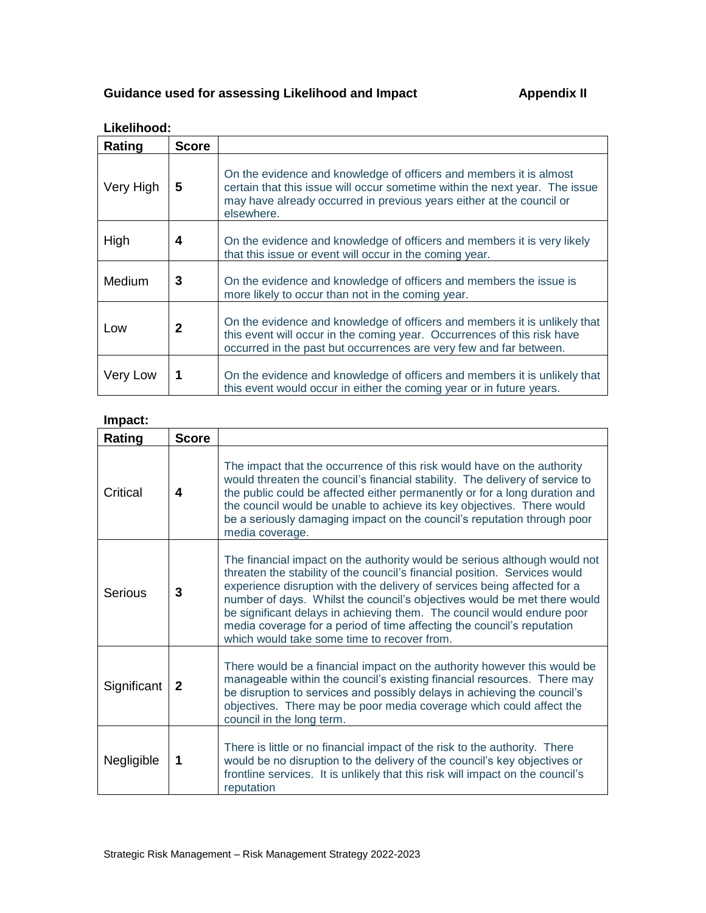## Guidance used for assessing Likelihood and Impact — Appendix II

**Likelihood:**

| Rating | Score | |
|---|---|---|
| Very High | **5** | On the evidence and knowledge of officers and members it is almost certain that this issue will occur sometime within the next year. The issue may have already occurred in previous years either at the council or elsewhere. |
| High | **4** | On the evidence and knowledge of officers and members it is very likely that this issue or event will occur in the coming year. |
| Medium | **3** | On the evidence and knowledge of officers and members the issue is more likely to occur than not in the coming year. |
| Low | **2** | On the evidence and knowledge of officers and members it is unlikely that this event will occur in the coming year. Occurrences of this risk have occurred in the past but occurrences are very few and far between. |
| Very Low | **1** | On the evidence and knowledge of officers and members it is unlikely that this event would occur in either the coming year or in future years. |

**Impact:**

| Rating | Score | |
|---|---|---|
| Critical | **4** | The impact that the occurrence of this risk would have on the authority would threaten the council's financial stability. The delivery of service to the public could be affected either permanently or for a long duration and the council would be unable to achieve its key objectives. There would be a seriously damaging impact on the council's reputation through poor media coverage. |
| Serious | **3** | The financial impact on the authority would be serious although would not threaten the stability of the council's financial position. Services would experience disruption with the delivery of services being affected for a number of days. Whilst the council's objectives would be met there would be significant delays in achieving them. The council would endure poor media coverage for a period of time affecting the council's reputation which would take some time to recover from. |
| Significant | **2** | There would be a financial impact on the authority however this would be manageable within the council's existing financial resources. There may be disruption to services and possibly delays in achieving the council's objectives. There may be poor media coverage which could affect the council in the long term. |
| Negligible | **1** | There is little or no financial impact of the risk to the authority. There would be no disruption to the delivery of the council's key objectives or frontline services. It is unlikely that this risk will impact on the council's reputation |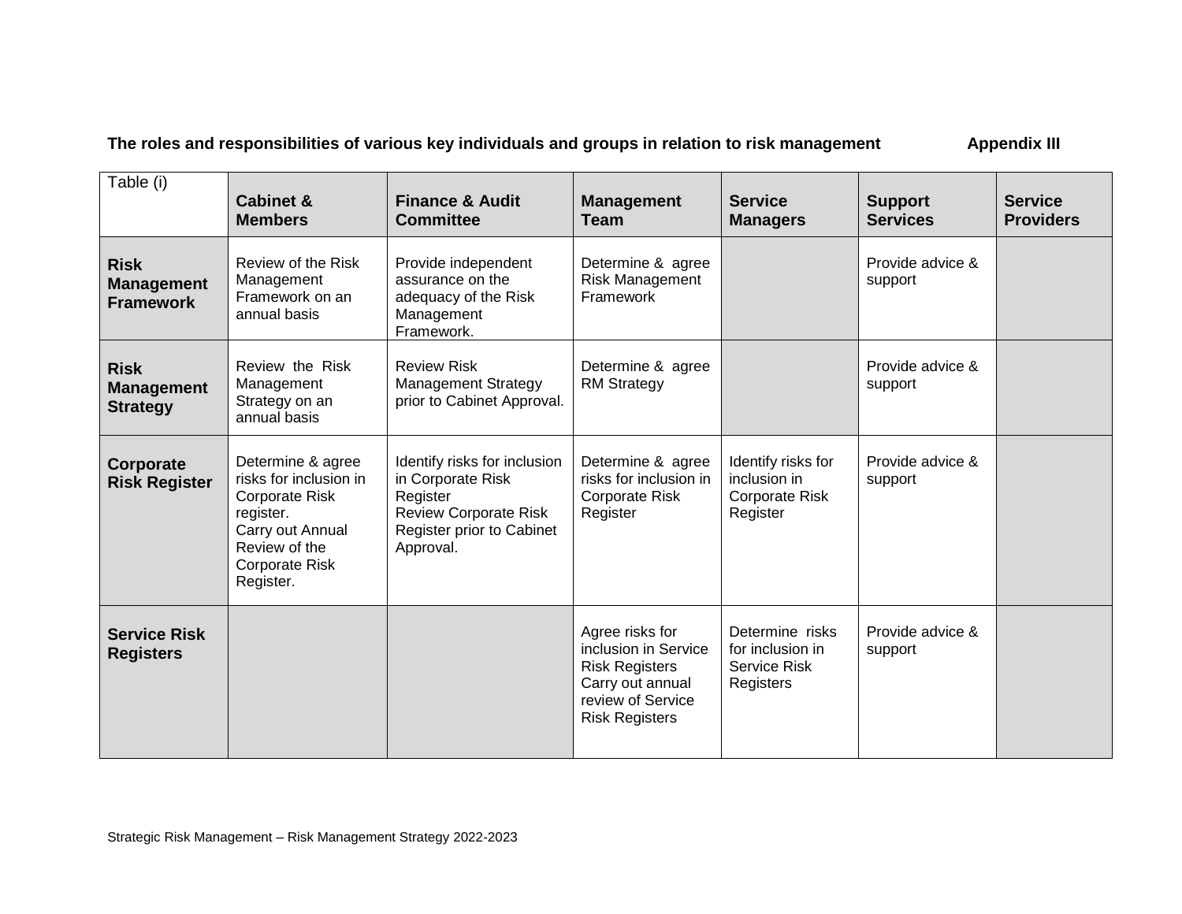**The roles and responsibilities of various key individuals and groups in relation to risk management** **Appendix III**

| Table (i) | Cabinet & Members | Finance & Audit Committee | Management Team | Service Managers | Support Services | Service Providers |
|---|---|---|---|---|---|---|
| **Risk Management Framework** | Review of the Risk Management Framework on an annual basis | Provide independent assurance on the adequacy of the Risk Management Framework. | Determine & agree Risk Management Framework | | Provide advice & support | |
| **Risk Management Strategy** | Review the Risk Management Strategy on an annual basis | Review Risk Management Strategy prior to Cabinet Approval. | Determine & agree RM Strategy | | Provide advice & support | |
| **Corporate Risk Register** | Determine & agree risks for inclusion in Corporate Risk register. Carry out Annual Review of the Corporate Risk Register. | Identify risks for inclusion in Corporate Risk Register Review Corporate Risk Register prior to Cabinet Approval. | Determine & agree risks for inclusion in Corporate Risk Register | Identify risks for inclusion in Corporate Risk Register | Provide advice & support | |
| **Service Risk Registers** | | | Agree risks for inclusion in Service Risk Registers Carry out annual review of Service Risk Registers | Determine risks for inclusion in Service Risk Registers | Provide advice & support | |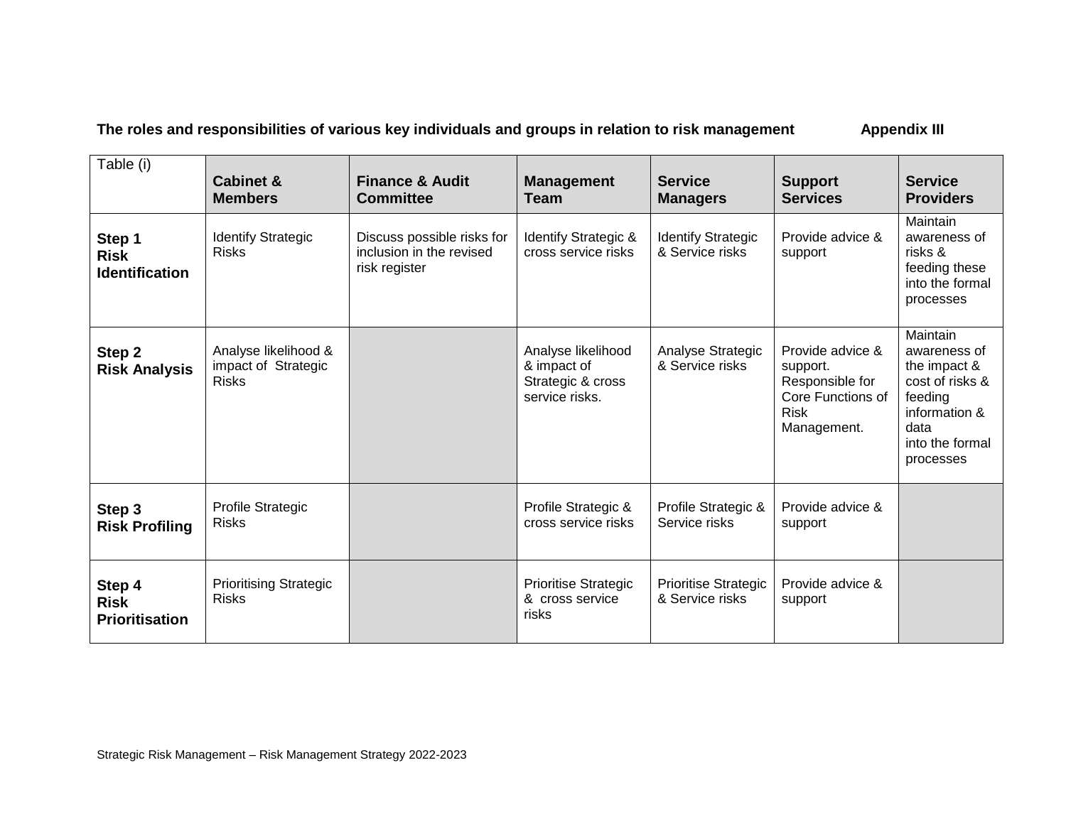**The roles and responsibilities of various key individuals and groups in relation to risk management** **Appendix III**

| Table (i) | Cabinet & Members | Finance & Audit Committee | Management Team | Service Managers | Support Services | Service Providers |
|---|---|---|---|---|---|---|
| **Step 1 Risk Identification** | Identify Strategic Risks | Discuss possible risks for inclusion in the revised risk register | Identify Strategic & cross service risks | Identify Strategic & Service risks | Provide advice & support | Maintain awareness of risks & feeding these into the formal processes |
| **Step 2 Risk Analysis** | Analyse likelihood & impact of Strategic Risks | | Analyse likelihood & impact of Strategic & cross service risks. | Analyse Strategic & Service risks | Provide advice & support. Responsible for Core Functions of Risk Management. | Maintain awareness of the impact & cost of risks & feeding information & data into the formal processes |
| **Step 3 Risk Profiling** | Profile Strategic Risks | | Profile Strategic & cross service risks | Profile Strategic & Service risks | Provide advice & support | |
| **Step 4 Risk Prioritisation** | Prioritising Strategic Risks | | Prioritise Strategic & cross service risks | Prioritise Strategic & Service risks | Provide advice & support | |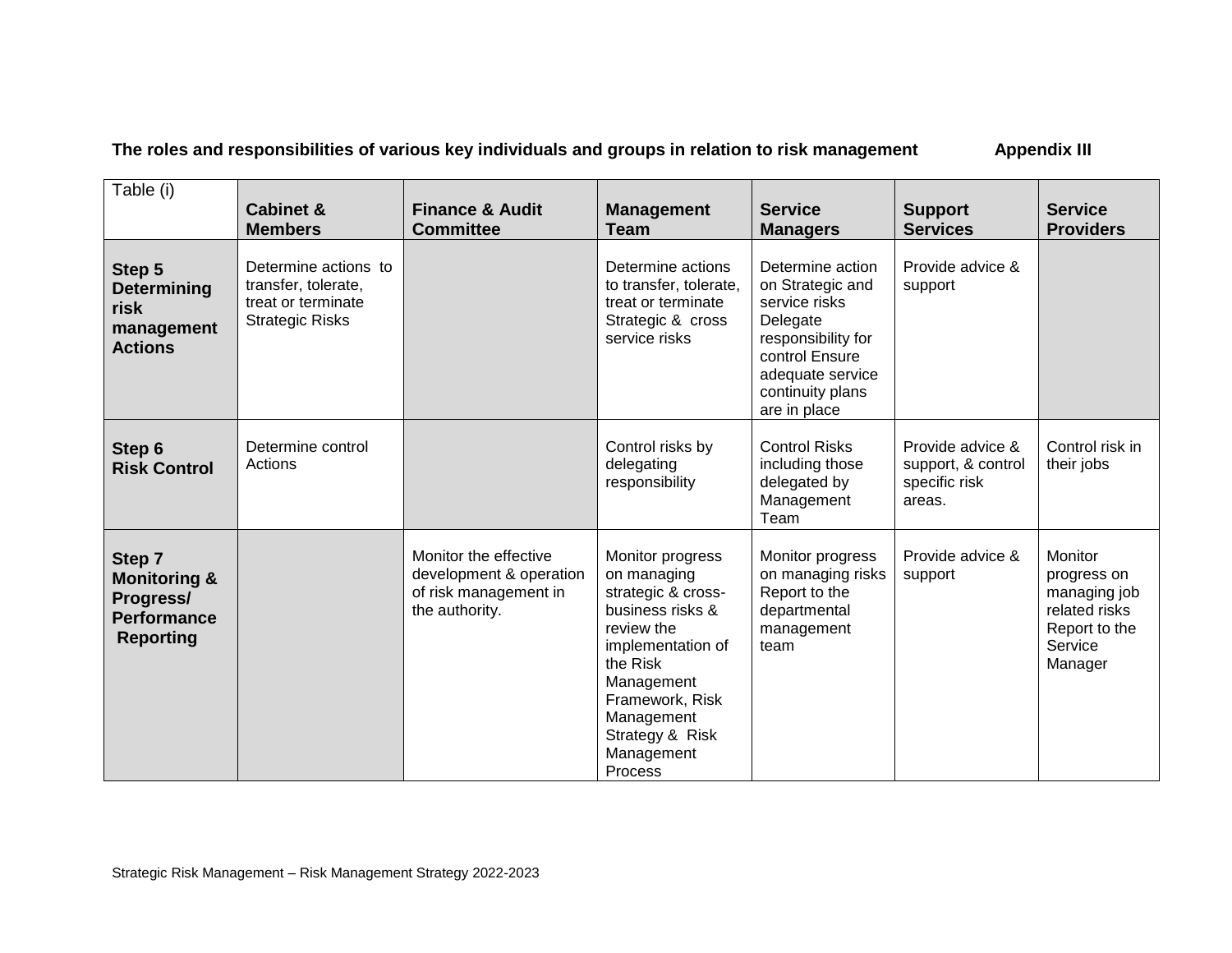**The roles and responsibilities of various key individuals and groups in relation to risk management** **Appendix III**

| Table (i) | Cabinet & Members | Finance & Audit Committee | Management Team | Service Managers | Support Services | Service Providers |
|---|---|---|---|---|---|---|
| **Step 5 Determining risk management Actions** | Determine actions to transfer, tolerate, treat or terminate Strategic Risks | | Determine actions to transfer, tolerate, treat or terminate Strategic & cross service risks | Determine action on Strategic and service risks Delegate responsibility for control Ensure adequate service continuity plans are in place | Provide advice & support | |
| **Step 6 Risk Control** | Determine control Actions | | Control risks by delegating responsibility | Control Risks including those delegated by Management Team | Provide advice & support, & control specific risk areas. | Control risk in their jobs |
| **Step 7 Monitoring & Progress/ Performance Reporting** | | Monitor the effective development & operation of risk management in the authority. | Monitor progress on managing strategic & cross-business risks & review the implementation of the Risk Management Framework, Risk Management Strategy & Risk Management Process | Monitor progress on managing risks Report to the departmental management team | Provide advice & support | Monitor progress on managing job related risks Report to the Service Manager |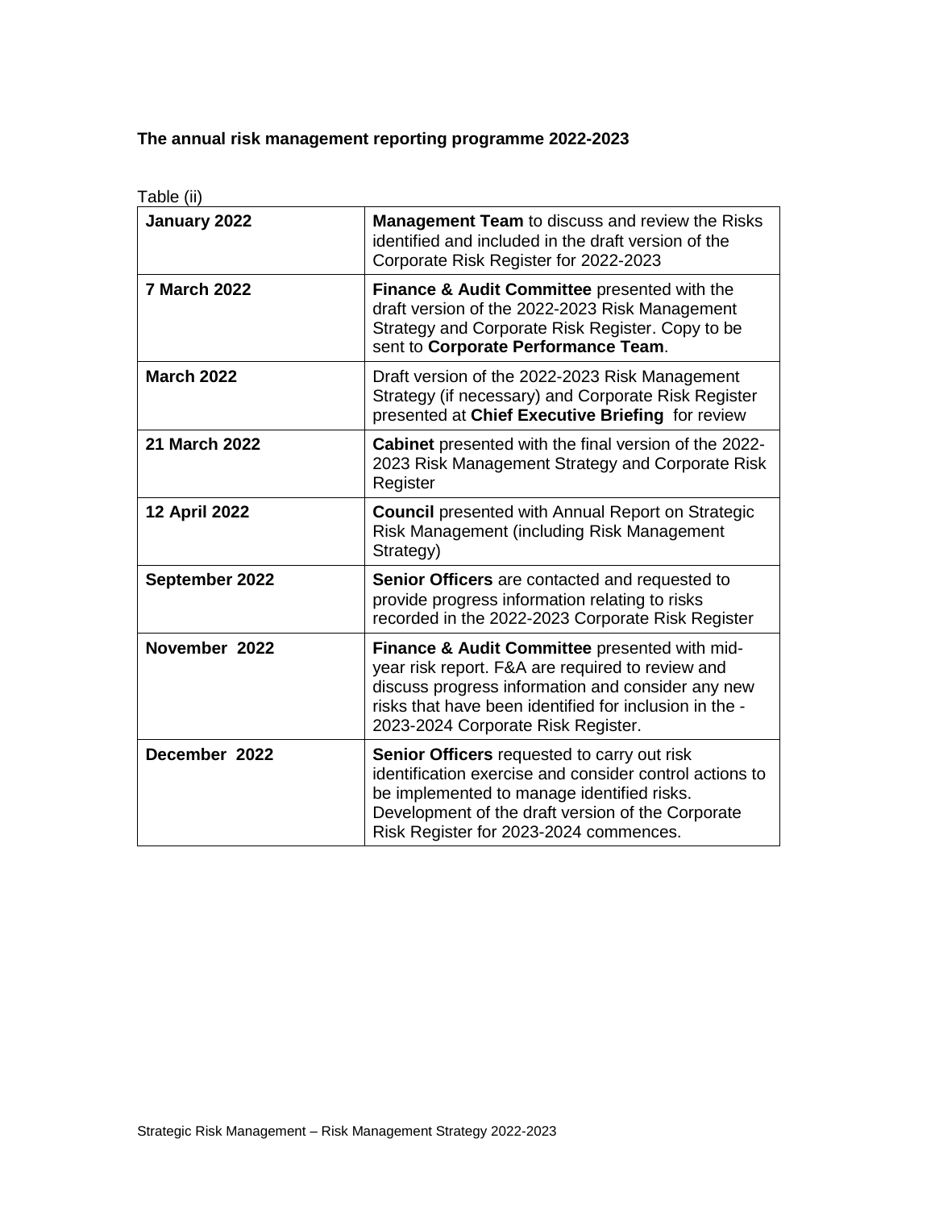**The annual risk management reporting programme 2022-2023**

Table (ii)

| | |
|---|---|
| **January 2022** | **Management Team** to discuss and review the Risks identified and included in the draft version of the Corporate Risk Register for 2022-2023 |
| **7 March 2022** | **Finance & Audit Committee** presented with the draft version of the 2022-2023 Risk Management Strategy and Corporate Risk Register. Copy to be sent to **Corporate Performance Team**. |
| **March 2022** | Draft version of the 2022-2023 Risk Management Strategy (if necessary) and Corporate Risk Register presented at **Chief Executive Briefing** for review |
| **21 March 2022** | **Cabinet** presented with the final version of the 2022-2023 Risk Management Strategy and Corporate Risk Register |
| **12 April 2022** | **Council** presented with Annual Report on Strategic Risk Management (including Risk Management Strategy) |
| **September 2022** | **Senior Officers** are contacted and requested to provide progress information relating to risks recorded in the 2022-2023 Corporate Risk Register |
| **November 2022** | **Finance & Audit Committee** presented with mid-year risk report. F&A are required to review and discuss progress information and consider any new risks that have been identified for inclusion in the - 2023-2024 Corporate Risk Register. |
| **December 2022** | **Senior Officers** requested to carry out risk identification exercise and consider control actions to be implemented to manage identified risks. Development of the draft version of the Corporate Risk Register for 2023-2024 commences. |